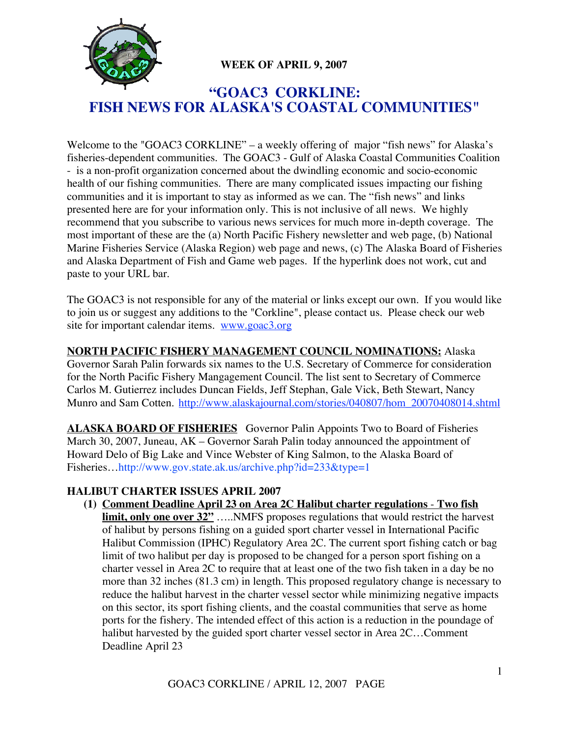**WEEK OF APRIL 9, 2007**

# "GOAC3 CORKLINE: FISH NEWS FOR ALASKA'S COASTAL COMMUNITIES"

Welcome to the "GOAC3 CORKLINE" – a weekly offering of major "fish news" for Alaska's fisheries-dependent communities. The GOAC3 - Gulf of Alaska Coastal Communities Coalition - is a non-profit organization concerned about the dwindling economic and socio-economic health of our fishing communities. There are many complicated issues impacting our fishing communities and it is important to stay as informed as we can. The "fish news" and links presented here are for your information only. This is not inclusive of all news. We highly recommend that you subscribe to various news services for much more in-depth coverage. The most important of these are the (a) North Pacific Fishery newsletter and web page, (b) National Marine Fisheries Service (Alaska Region) web page and news, (c) The Alaska Board of Fisheries and Alaska Department of Fish and Game web pages. If the hyperlink does not work, cut and paste to your URL bar.

The GOAC3 is not responsible for any of the material or links except our own. If you would like to join us or suggest any additions to the "Corkline", please contact us. Please check our web site for important calendar items. www.goac3.org

**NORTH PACIFIC FISHERY MANAGEMENT COUNCIL NOMINATIONS:** Alaska Governor Sarah Palin forwards six names to the U.S. Secretary of Commerce for consideration for the North Pacific Fishery Mangagement Council. The list sent to Secretary of Commerce Carlos M. Gutierrez includes Duncan Fields, Jeff Stephan, Gale Vick, Beth Stewart, Nancy Munro and Sam Cotten. http://www.alaskajournal.com/stories/040807/hom_20070408014.shtml

**ALASKA BOARD OF FISHERIES** Governor Palin Appoints Two to Board of Fisheries March 30, 2007, Juneau, AK – Governor Sarah Palin today announced the appointment of Howard Delo of Big Lake and Vince Webster of King Salmon, to the Alaska Board of Fisheries…http://www.gov.state.ak.us/archive.php?id=233&type=1

**HALIBUT CHARTER ISSUES APRIL 2007**

(1) **Comment Deadline April 23 on Area 2C Halibut charter regulations - Two fish limit, only one over 32"** …..NMFS proposes regulations that would restrict the harvest of halibut by persons fishing on a guided sport charter vessel in International Pacific Halibut Commission (IPHC) Regulatory Area 2C. The current sport fishing catch or bag limit of two halibut per day is proposed to be changed for a person sport fishing on a charter vessel in Area 2C to require that at least one of the two fish taken in a day be no more than 32 inches (81.3 cm) in length. This proposed regulatory change is necessary to reduce the halibut harvest in the charter vessel sector while minimizing negative impacts on this sector, its sport fishing clients, and the coastal communities that serve as home ports for the fishery. The intended effect of this action is a reduction in the poundage of halibut harvested by the guided sport charter vessel sector in Area 2C…Comment Deadline April 23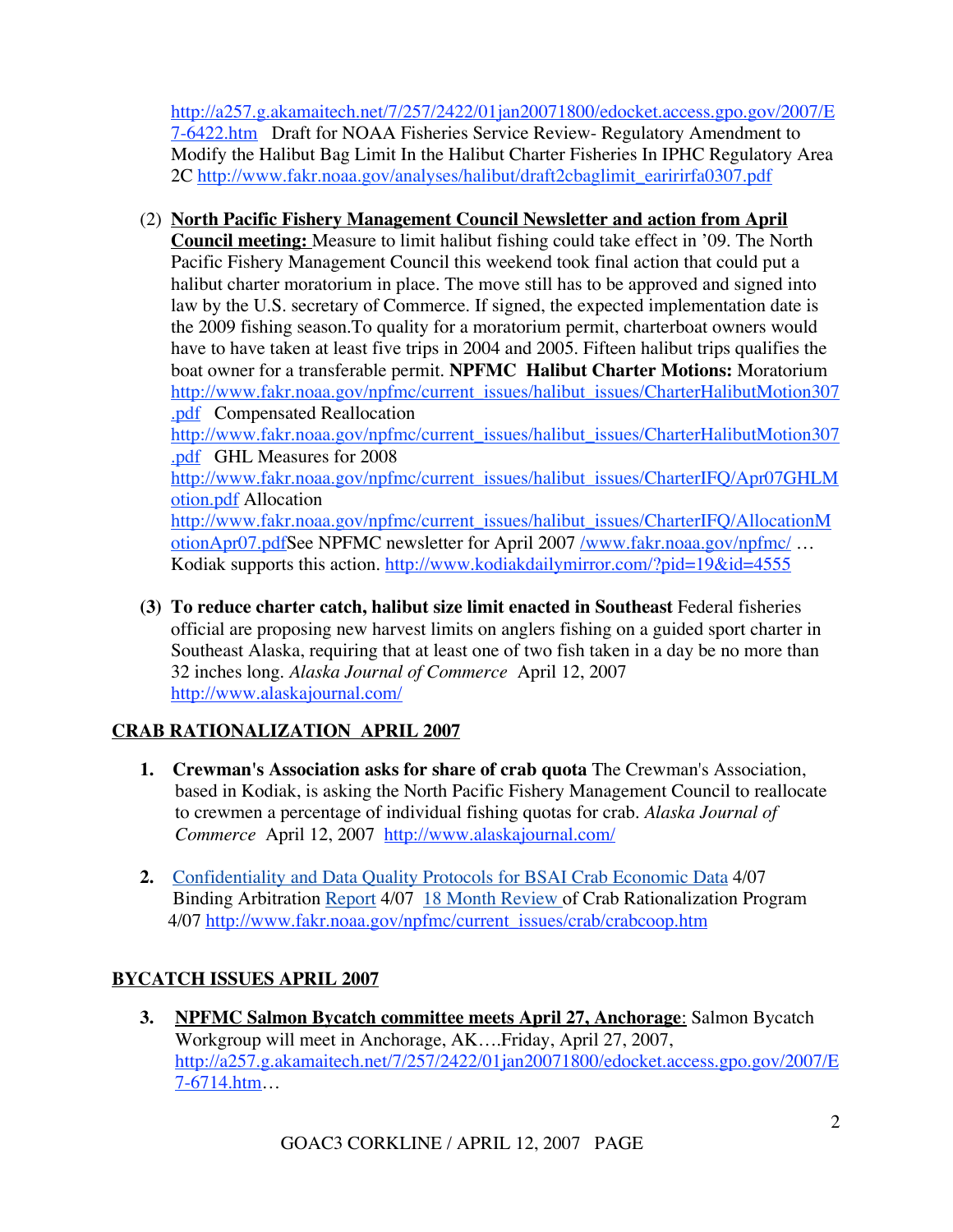http://a257.g.akamaitech.net/7/257/2422/01jan20071800/edocket.access.gpo.gov/2007/E7-6422.htm Draft for NOAA Fisheries Service Review- Regulatory Amendment to Modify the Halibut Bag Limit In the Halibut Charter Fisheries In IPHC Regulatory Area 2C http://www.fakr.noaa.gov/analyses/halibut/draft2cbaglimit_earirirfa0307.pdf

(2) **North Pacific Fishery Management Council Newsletter and action from April Council meeting:** Measure to limit halibut fishing could take effect in '09. The North Pacific Fishery Management Council this weekend took final action that could put a halibut charter moratorium in place. The move still has to be approved and signed into law by the U.S. secretary of Commerce. If signed, the expected implementation date is the 2009 fishing season.To quality for a moratorium permit, charterboat owners would have to have taken at least five trips in 2004 and 2005. Fifteen halibut trips qualifies the boat owner for a transferable permit. **NPFMC Halibut Charter Motions:** Moratorium http://www.fakr.noaa.gov/npfmc/current_issues/halibut_issues/CharterHalibutMotion307.pdf Compensated Reallocation http://www.fakr.noaa.gov/npfmc/current_issues/halibut_issues/CharterHalibutMotion307.pdf GHL Measures for 2008 http://www.fakr.noaa.gov/npfmc/current_issues/halibut_issues/CharterIFQ/Apr07GHLMotion.pdf Allocation http://www.fakr.noaa.gov/npfmc/current_issues/halibut_issues/CharterIFQ/AllocationMotionApr07.pdfSee NPFMC newsletter for April 2007 /www.fakr.noaa.gov/npfmc/ … Kodiak supports this action. http://www.kodiakdailymirror.com/?pid=19&id=4555

**(3) To reduce charter catch, halibut size limit enacted in Southeast** Federal fisheries official are proposing new harvest limits on anglers fishing on a guided sport charter in Southeast Alaska, requiring that at least one of two fish taken in a day be no more than 32 inches long. *Alaska Journal of Commerce* April 12, 2007 http://www.alaskajournal.com/

## CRAB RATIONALIZATION APRIL 2007

1. **Crewman's Association asks for share of crab quota** The Crewman's Association, based in Kodiak, is asking the North Pacific Fishery Management Council to reallocate to crewmen a percentage of individual fishing quotas for crab. *Alaska Journal of Commerce* April 12, 2007 http://www.alaskajournal.com/

2. Confidentiality and Data Quality Protocols for BSAI Crab Economic Data 4/07 Binding Arbitration Report 4/07 18 Month Review of Crab Rationalization Program 4/07 http://www.fakr.noaa.gov/npfmc/current_issues/crab/crabcoop.htm

## BYCATCH ISSUES APRIL 2007

3. **NPFMC Salmon Bycatch committee meets April 27, Anchorage**: Salmon Bycatch Workgroup will meet in Anchorage, AK….Friday, April 27, 2007, http://a257.g.akamaitech.net/7/257/2422/01jan20071800/edocket.access.gpo.gov/2007/E7-6714.htm…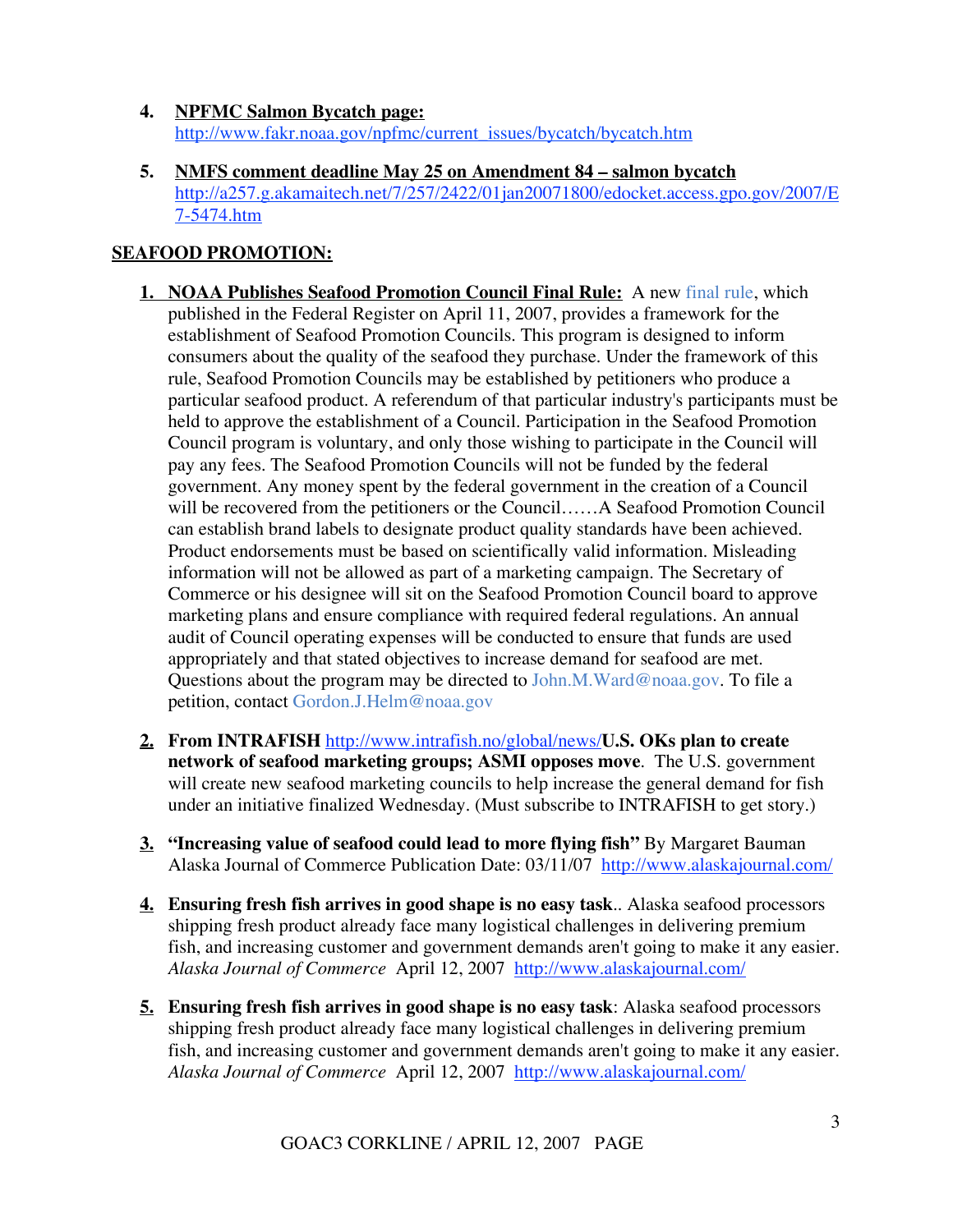4. **NPFMC Salmon Bycatch page:** http://www.fakr.noaa.gov/npfmc/current_issues/bycatch/bycatch.htm

5. **NMFS comment deadline May 25 on Amendment 84 – salmon bycatch** http://a257.g.akamaitech.net/7/257/2422/01jan20071800/edocket.access.gpo.gov/2007/E7-5474.htm

## SEAFOOD PROMOTION:

1. **NOAA Publishes Seafood Promotion Council Final Rule:** A new final rule, which published in the Federal Register on April 11, 2007, provides a framework for the establishment of Seafood Promotion Councils. This program is designed to inform consumers about the quality of the seafood they purchase. Under the framework of this rule, Seafood Promotion Councils may be established by petitioners who produce a particular seafood product. A referendum of that particular industry's participants must be held to approve the establishment of a Council. Participation in the Seafood Promotion Council program is voluntary, and only those wishing to participate in the Council will pay any fees. The Seafood Promotion Councils will not be funded by the federal government. Any money spent by the federal government in the creation of a Council will be recovered from the petitioners or the Council……A Seafood Promotion Council can establish brand labels to designate product quality standards have been achieved. Product endorsements must be based on scientifically valid information. Misleading information will not be allowed as part of a marketing campaign. The Secretary of Commerce or his designee will sit on the Seafood Promotion Council board to approve marketing plans and ensure compliance with required federal regulations. An annual audit of Council operating expenses will be conducted to ensure that funds are used appropriately and that stated objectives to increase demand for seafood are met. Questions about the program may be directed to John.M.Ward@noaa.gov. To file a petition, contact Gordon.J.Helm@noaa.gov

2. **From INTRAFISH** http://www.intrafish.no/global/news/**U.S. OKs plan to create network of seafood marketing groups; ASMI opposes move**. The U.S. government will create new seafood marketing councils to help increase the general demand for fish under an initiative finalized Wednesday. (Must subscribe to INTRAFISH to get story.)

3. **"Increasing value of seafood could lead to more flying fish"** By Margaret Bauman Alaska Journal of Commerce Publication Date: 03/11/07 http://www.alaskajournal.com/

4. **Ensuring fresh fish arrives in good shape is no easy task**.. Alaska seafood processors shipping fresh product already face many logistical challenges in delivering premium fish, and increasing customer and government demands aren't going to make it any easier. *Alaska Journal of Commerce* April 12, 2007 http://www.alaskajournal.com/

5. **Ensuring fresh fish arrives in good shape is no easy task**: Alaska seafood processors shipping fresh product already face many logistical challenges in delivering premium fish, and increasing customer and government demands aren't going to make it any easier. *Alaska Journal of Commerce* April 12, 2007 http://www.alaskajournal.com/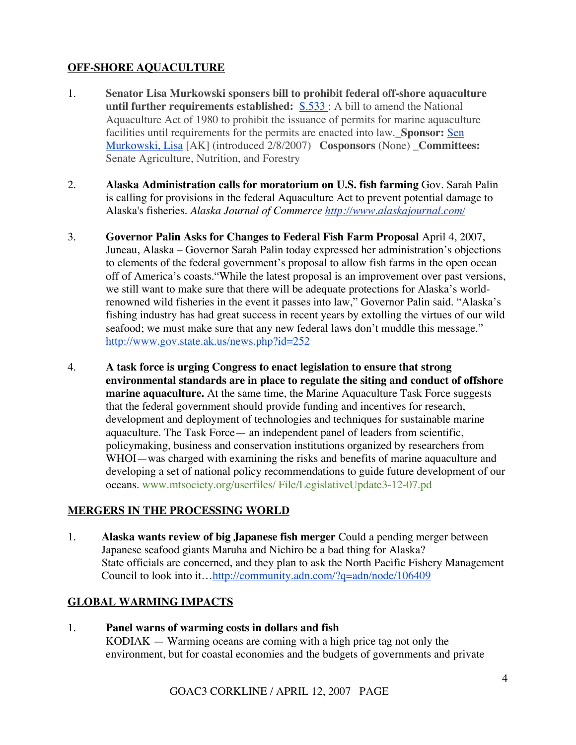## OFF-SHORE AQUACULTURE

1. **Senator Lisa Murkowski sponsers bill to prohibit federal off-shore aquaculture until further requirements established:** [S.533](S.533) : A bill to amend the National Aquaculture Act of 1980 to prohibit the issuance of permits for marine aquaculture facilities until requirements for the permits are enacted into law._**Sponsor:** [Sen Murkowski, Lisa](Sen Murkowski, Lisa) [AK] (introduced 2/8/2007) **Cosponsors** (None) _**Committees:** Senate Agriculture, Nutrition, and Forestry

2. **Alaska Administration calls for moratorium on U.S. fish farming** Gov. Sarah Palin is calling for provisions in the federal Aquaculture Act to prevent potential damage to Alaska's fisheries. *Alaska Journal of Commerce* *http://www.alaskajournal.com/*

3. **Governor Palin Asks for Changes to Federal Fish Farm Proposal** April 4, 2007, Juneau, Alaska – Governor Sarah Palin today expressed her administration's objections to elements of the federal government's proposal to allow fish farms in the open ocean off of America's coasts."While the latest proposal is an improvement over past versions, we still want to make sure that there will be adequate protections for Alaska's world-renowned wild fisheries in the event it passes into law," Governor Palin said. "Alaska's fishing industry has had great success in recent years by extolling the virtues of our wild seafood; we must make sure that any new federal laws don't muddle this message." http://www.gov.state.ak.us/news.php?id=252

4. **A task force is urging Congress to enact legislation to ensure that strong environmental standards are in place to regulate the siting and conduct of offshore marine aquaculture.** At the same time, the Marine Aquaculture Task Force suggests that the federal government should provide funding and incentives for research, development and deployment of technologies and techniques for sustainable marine aquaculture. The Task Force— an independent panel of leaders from scientific, policymaking, business and conservation institutions organized by researchers from WHOI—was charged with examining the risks and benefits of marine aquaculture and developing a set of national policy recommendations to guide future development of our oceans. www.mtsociety.org/userfiles/ File/LegislativeUpdate3-12-07.pd

## MERGERS IN THE PROCESSING WORLD

1. **Alaska wants review of big Japanese fish merger** Could a pending merger between Japanese seafood giants Maruha and Nichiro be a bad thing for Alaska? State officials are concerned, and they plan to ask the North Pacific Fishery Management Council to look into it…http://community.adn.com/?q=adn/node/106409

## GLOBAL WARMING IMPACTS

1. **Panel warns of warming costs in dollars and fish**
   KODIAK — Warming oceans are coming with a high price tag not only the environment, but for coastal economies and the budgets of governments and private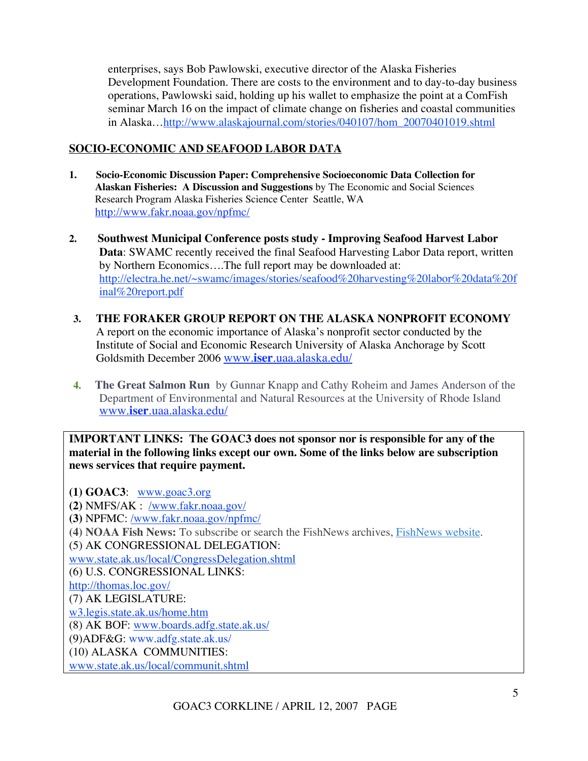enterprises, says Bob Pawlowski, executive director of the Alaska Fisheries Development Foundation. There are costs to the environment and to day-to-day business operations, Pawlowski said, holding up his wallet to emphasize the point at a ComFish seminar March 16 on the impact of climate change on fisheries and coastal communities in Alaska…http://www.alaskajournal.com/stories/040107/hom_20070401019.shtml

## SOCIO-ECONOMIC AND SEAFOOD LABOR DATA

1. **Socio-Economic Discussion Paper: Comprehensive Socioeconomic Data Collection for Alaskan Fisheries: A Discussion and Suggestions** by The Economic and Social Sciences Research Program Alaska Fisheries Science Center Seattle, WA http://www.fakr.noaa.gov/npfmc/

2. **Southwest Municipal Conference posts study - Improving Seafood Harvest Labor Data**: SWAMC recently received the final Seafood Harvesting Labor Data report, written by Northern Economics….The full report may be downloaded at: http://electra.he.net/~swamc/images/stories/seafood%20harvesting%20labor%20data%20final%20report.pdf

3. **THE FORAKER GROUP REPORT ON THE ALASKA NONPROFIT ECONOMY** A report on the economic importance of Alaska's nonprofit sector conducted by the Institute of Social and Economic Research University of Alaska Anchorage by Scott Goldsmith December 2006 www.**iser**.uaa.alaska.edu/

4. **The Great Salmon Run** by Gunnar Knapp and Cathy Roheim and James Anderson of the Department of Environmental and Natural Resources at the University of Rhode Island www.**iser**.uaa.alaska.edu/

**IMPORTANT LINKS: The GOAC3 does not sponsor nor is responsible for any of the material in the following links except our own. Some of the links below are subscription news services that require payment.**

**(1) GOAC3**: www.goac3.org
**(2)** NMFS/AK : /www.fakr.noaa.gov/
**(3)** NPFMC: /www.fakr.noaa.gov/npfmc/
(4) **NOAA Fish News:** To subscribe or search the FishNews archives, FishNews website.
(5) AK CONGRESSIONAL DELEGATION:
www.state.ak.us/local/CongressDelegation.shtml
(6) U.S. CONGRESSIONAL LINKS:
http://thomas.loc.gov/
(7) AK LEGISLATURE:
w3.legis.state.ak.us/home.htm
(8) AK BOF: www.boards.adfg.state.ak.us/
(9)ADF&G: www.adfg.state.ak.us/
(10) ALASKA COMMUNITIES:
www.state.ak.us/local/communit.shtml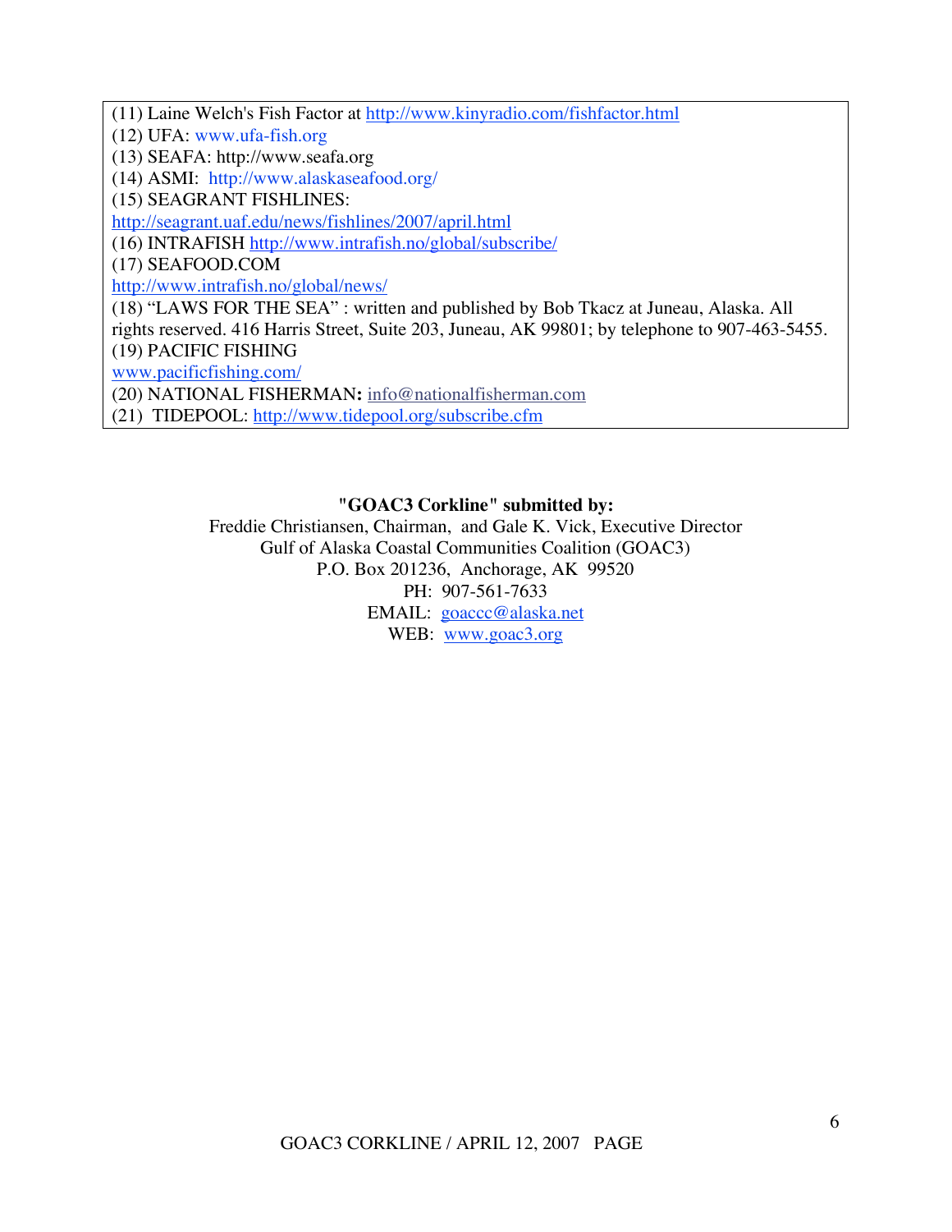(11) Laine Welch's Fish Factor at http://www.kinyradio.com/fishfactor.html
(12) UFA: www.ufa-fish.org
(13) SEAFA: http://www.seafa.org
(14) ASMI: http://www.alaskaseafood.org/
(15) SEAGRANT FISHLINES:
http://seagrant.uaf.edu/news/fishlines/2007/april.html
(16) INTRAFISH http://www.intrafish.no/global/subscribe/
(17) SEAFOOD.COM
http://www.intrafish.no/global/news/
(18) "LAWS FOR THE SEA" : written and published by Bob Tkacz at Juneau, Alaska. All rights reserved. 416 Harris Street, Suite 203, Juneau, AK 99801; by telephone to 907-463-5455.
(19) PACIFIC FISHING
www.pacificfishing.com/
(20) NATIONAL FISHERMAN**:** info@nationalfisherman.com
(21) TIDEPOOL: http://www.tidepool.org/subscribe.cfm

**"GOAC3 Corkline" submitted by:**

Freddie Christiansen, Chairman, and Gale K. Vick, Executive Director
Gulf of Alaska Coastal Communities Coalition (GOAC3)
P.O. Box 201236, Anchorage, AK 99520
PH: 907-561-7633
EMAIL: goaccc@alaska.net
WEB: www.goac3.org